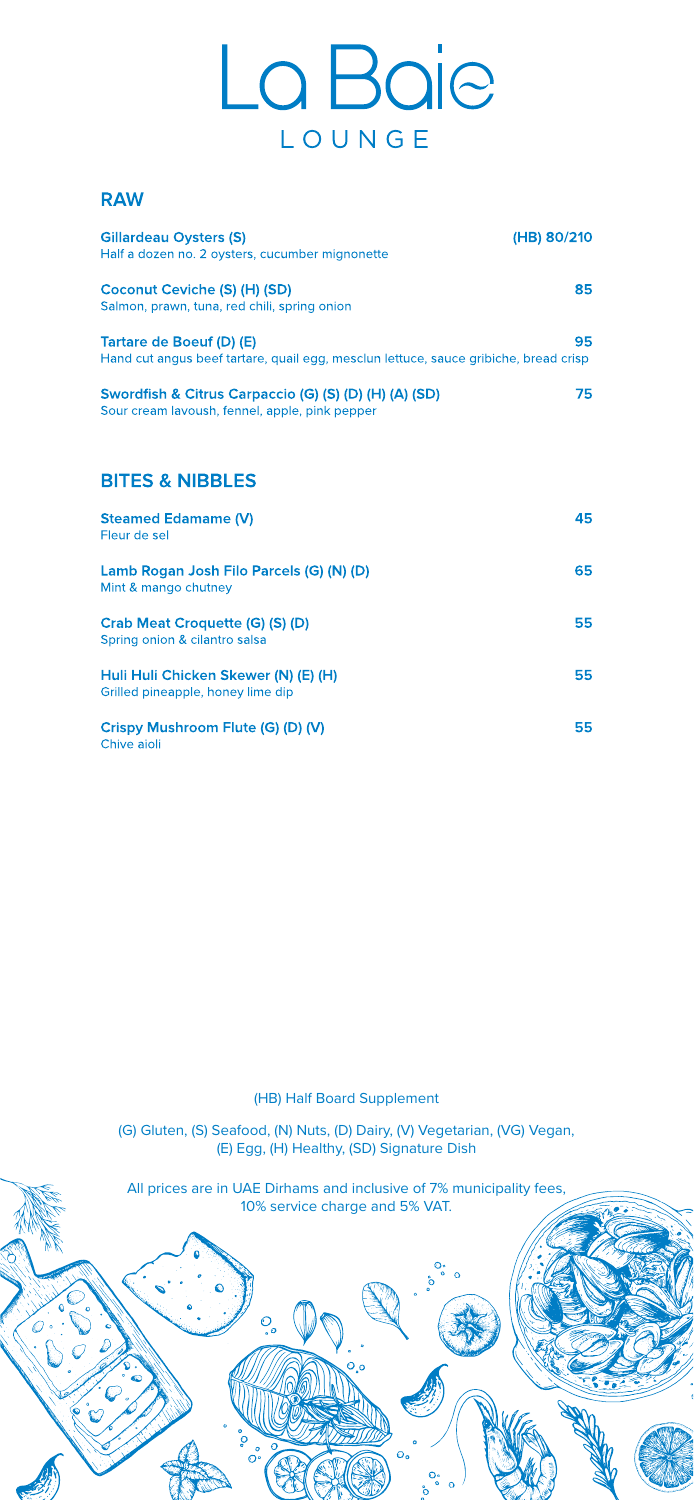# La Baie

LOUNGE

## RAW

**Gillardeau Oysters (S)** **(HB) 80/210**
Half a dozen no. 2 oysters, cucumber mignonette

**Coconut Ceviche (S) (H) (SD)** **85**
Salmon, prawn, tuna, red chili, spring onion

**Tartare de Boeuf (D) (E)** **95**
Hand cut angus beef tartare, quail egg, mesclun lettuce, sauce gribiche, bread crisp

**Swordfish & Citrus Carpaccio (G) (S) (D) (H) (A) (SD)** **75**
Sour cream lavoush, fennel, apple, pink pepper

## BITES & NIBBLES

**Steamed Edamame (V)** **45**
Fleur de sel

**Lamb Rogan Josh Filo Parcels (G) (N) (D)** **65**
Mint & mango chutney

**Crab Meat Croquette (G) (S) (D)** **55**
Spring onion & cilantro salsa

**Huli Huli Chicken Skewer (N) (E) (H)** **55**
Grilled pineapple, honey lime dip

**Crispy Mushroom Flute (G) (D) (V)** **55**
Chive aioli

(HB) Half Board Supplement

(G) Gluten, (S) Seafood, (N) Nuts, (D) Dairy, (V) Vegetarian, (VG) Vegan, (E) Egg, (H) Healthy, (SD) Signature Dish

All prices are in UAE Dirhams and inclusive of 7% municipality fees, 10% service charge and 5% VAT.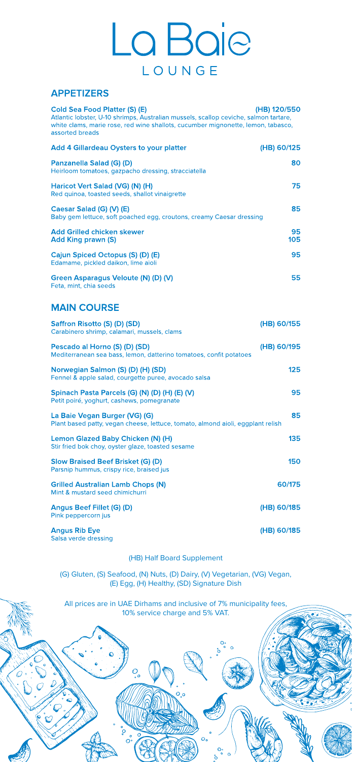# La Baie

LOUNGE

## APPETIZERS

**Cold Sea Food Platter (S) (E)** — (HB) 120/550
Atlantic lobster, U-10 shrimps, Australian mussels, scallop ceviche, salmon tartare, white clams, marie rose, red wine shallots, cucumber mignonette, lemon, tabasco, assorted breads

**Add 4 Gillardeau Oysters to your platter** — (HB) 60/125

**Panzanella Salad (G) (D)** — 80
Heirloom tomatoes, gazpacho dressing, stracciatella

**Haricot Vert Salad (VG) (N) (H)** — 75
Red quinoa, toasted seeds, shallot vinaigrette

**Caesar Salad (G) (V) (E)** — 85
Baby gem lettuce, soft poached egg, croutons, creamy Caesar dressing

**Add Grilled chicken skewer** — 95
**Add King prawn (S)** — 105

**Cajun Spiced Octopus (S) (D) (E)** — 95
Edamame, pickled daikon, lime aioli

**Green Asparagus Veloute (N) (D) (V)** — 55
Feta, mint, chia seeds

## MAIN COURSE

**Saffron Risotto (S) (D) (SD)** — (HB) 60/155
Carabinero shrimp, calamari, mussels, clams

**Pescado al Horno (S) (D) (SD)** — (HB) 60/195
Mediterranean sea bass, lemon, datterino tomatoes, confit potatoes

**Norwegian Salmon (S) (D) (H) (SD)** — 125
Fennel & apple salad, courgette puree, avocado salsa

**Spinach Pasta Parcels (G) (N) (D) (H) (E) (V)** — 95
Petit poiré, yoghurt, cashews, pomegranate

**La Baie Vegan Burger (VG) (G)** — 85
Plant based patty, vegan cheese, lettuce, tomato, almond aioli, eggplant relish

**Lemon Glazed Baby Chicken (N) (H)** — 135
Stir fried bok choy, oyster glaze, toasted sesame

**Slow Braised Beef Brisket (G) (D)** — 150
Parsnip hummus, crispy rice, braised jus

**Grilled Australian Lamb Chops (N)** — 60/175
Mint & mustard seed chimichurri

**Angus Beef Fillet (G) (D)** — (HB) 60/185
Pink peppercorn jus

**Angus Rib Eye** — (HB) 60/185
Salsa verde dressing

(HB) Half Board Supplement

(G) Gluten, (S) Seafood, (N) Nuts, (D) Dairy, (V) Vegetarian, (VG) Vegan, (E) Egg, (H) Healthy, (SD) Signature Dish

All prices are in UAE Dirhams and inclusive of 7% municipality fees, 10% service charge and 5% VAT.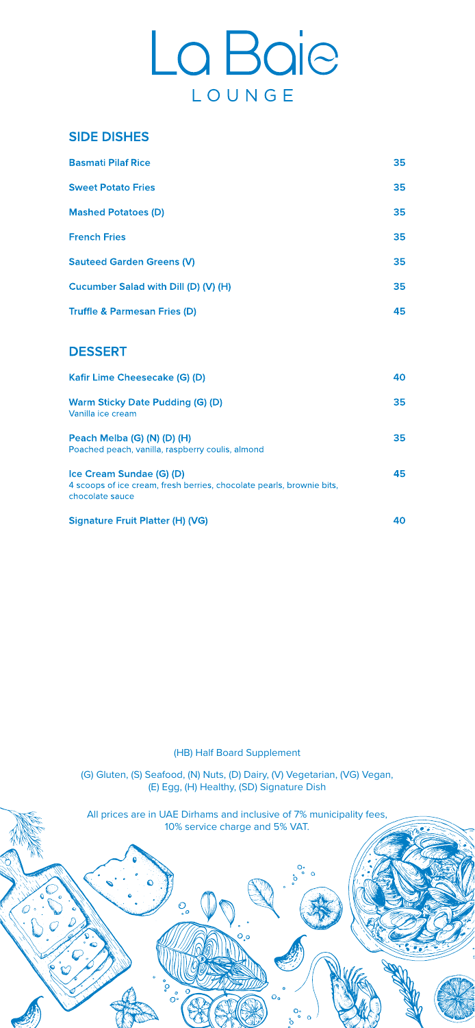# La Baie
LOUNGE

## SIDE DISHES

| | |
|---|---|
| **Basmati Pilaf Rice** | 35 |
| **Sweet Potato Fries** | 35 |
| **Mashed Potatoes (D)** | 35 |
| **French Fries** | 35 |
| **Sauteed Garden Greens (V)** | 35 |
| **Cucumber Salad with Dill (D) (V) (H)** | 35 |
| **Truffle & Parmesan Fries (D)** | 45 |

## DESSERT

| | |
|---|---|
| **Kafir Lime Cheesecake (G) (D)** | 40 |
| **Warm Sticky Date Pudding (G) (D)**<br>Vanilla ice cream | 35 |
| **Peach Melba (G) (N) (D) (H)**<br>Poached peach, vanilla, raspberry coulis, almond | 35 |
| **Ice Cream Sundae (G) (D)**<br>4 scoops of ice cream, fresh berries, chocolate pearls, brownie bits, chocolate sauce | 45 |
| **Signature Fruit Platter (H) (VG)** | 40 |

(HB) Half Board Supplement

(G) Gluten, (S) Seafood, (N) Nuts, (D) Dairy, (V) Vegetarian, (VG) Vegan, (E) Egg, (H) Healthy, (SD) Signature Dish

All prices are in UAE Dirhams and inclusive of 7% municipality fees, 10% service charge and 5% VAT.